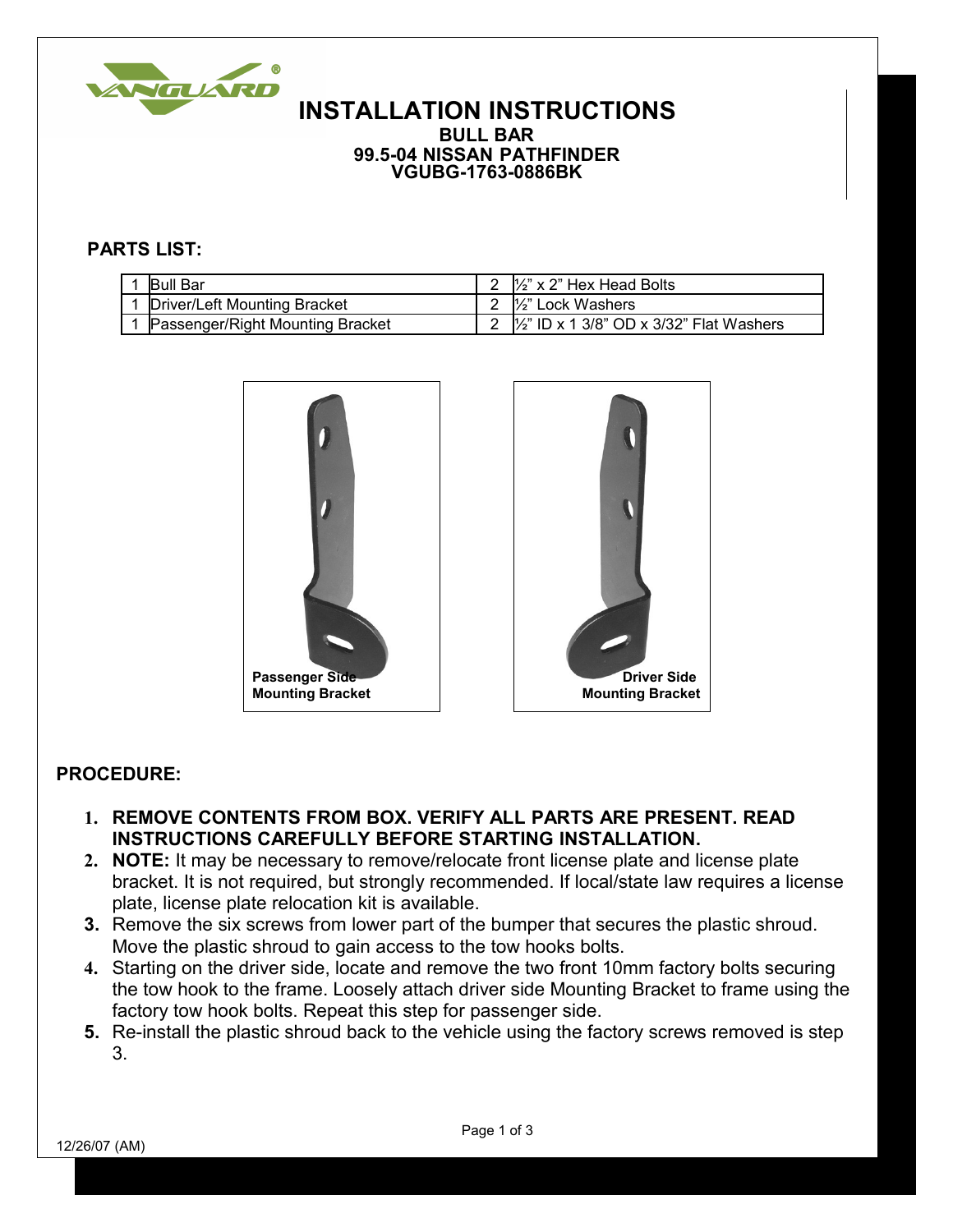# INSTALLATION INSTRUCTIONS

**BULL BAR**
**99.5-04 NISSAN PATHFINDER**
**VGUBG-1763-0886BK**

## PARTS LIST:

| | | | |
|---|---|---|---|
| 1 | Bull Bar | 2 | ½" x 2" Hex Head Bolts |
| 1 | Driver/Left Mounting Bracket | 2 | ½" Lock Washers |
| 1 | Passenger/Right Mounting Bracket | 2 | ½" ID x 1 3/8" OD x 3/32" Flat Washers |

**Passenger Side Mounting Bracket**

**Driver Side Mounting Bracket**

## PROCEDURE:

1. **REMOVE CONTENTS FROM BOX. VERIFY ALL PARTS ARE PRESENT. READ INSTRUCTIONS CAREFULLY BEFORE STARTING INSTALLATION.**
2. **NOTE:** It may be necessary to remove/relocate front license plate and license plate bracket. It is not required, but strongly recommended. If local/state law requires a license plate, license plate relocation kit is available.
3. Remove the six screws from lower part of the bumper that secures the plastic shroud. Move the plastic shroud to gain access to the tow hooks bolts.
4. Starting on the driver side, locate and remove the two front 10mm factory bolts securing the tow hook to the frame. Loosely attach driver side Mounting Bracket to frame using the factory tow hook bolts. Repeat this step for passenger side.
5. Re-install the plastic shroud back to the vehicle using the factory screws removed is step 3.

12/26/07 (AM)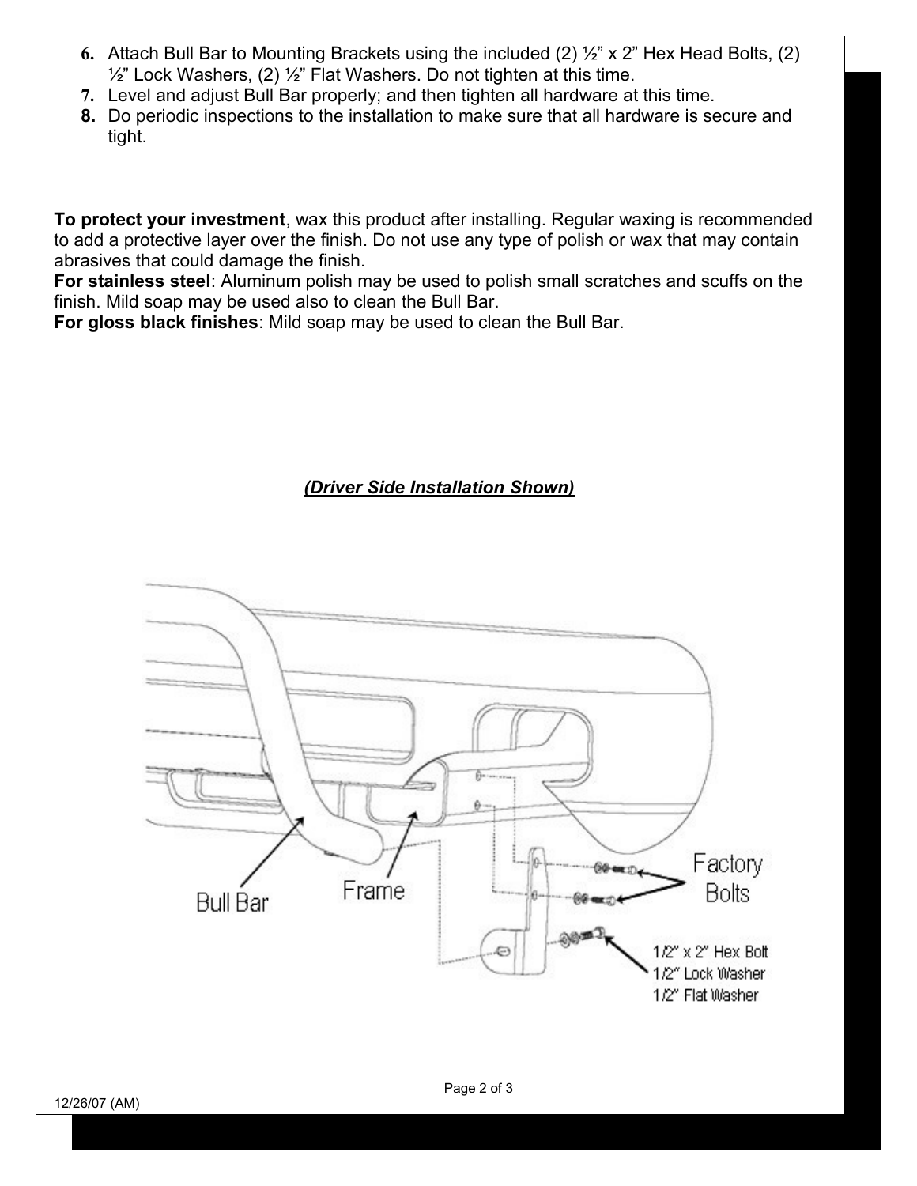6. Attach Bull Bar to Mounting Brackets using the included (2) ½" x 2" Hex Head Bolts, (2) ½" Lock Washers, (2) ½" Flat Washers. Do not tighten at this time.
7. Level and adjust Bull Bar properly; and then tighten all hardware at this time.
8. Do periodic inspections to the installation to make sure that all hardware is secure and tight.

**To protect your investment**, wax this product after installing. Regular waxing is recommended to add a protective layer over the finish. Do not use any type of polish or wax that may contain abrasives that could damage the finish.
**For stainless steel**: Aluminum polish may be used to polish small scratches and scuffs on the finish. Mild soap may be used also to clean the Bull Bar.
**For gloss black finishes**: Mild soap may be used to clean the Bull Bar.

***(Driver Side Installation Shown)***

Bull Bar
Frame
Factory Bolts
1/2" x 2" Hex Bolt
1/2" Lock Washer
1/2" Flat Washer

12/26/07 (AM)